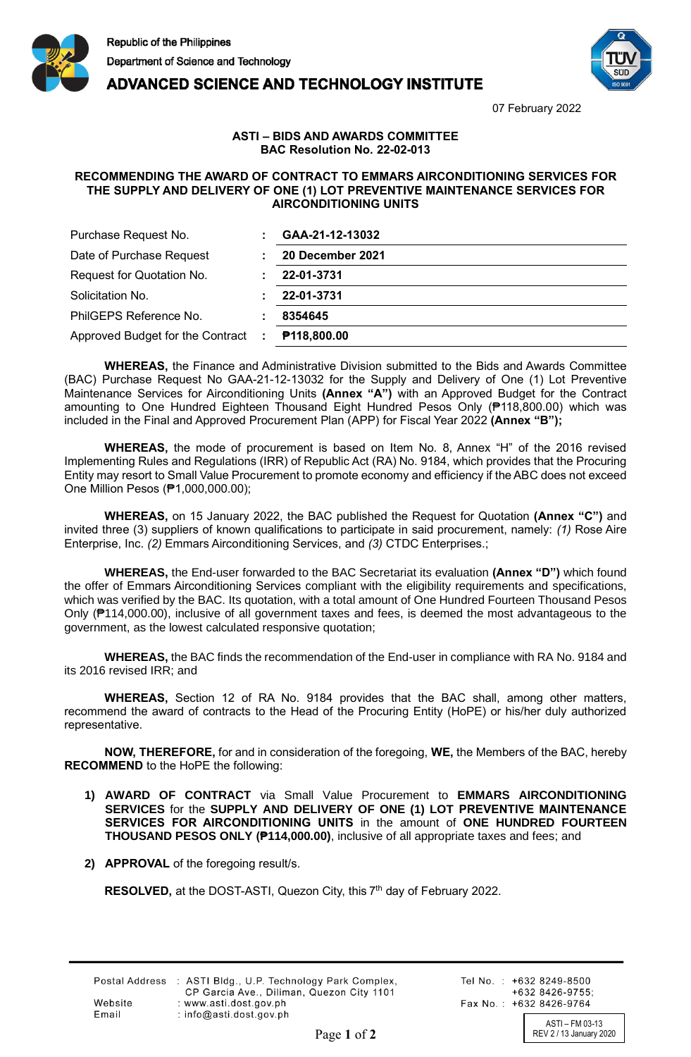Republic of the Philippines
Department of Science and Technology
**ADVANCED SCIENCE AND TECHNOLOGY INSTITUTE**

07 February 2022

**ASTI – BIDS AND AWARDS COMMITTEE**
**BAC Resolution No. 22-02-013**

**RECOMMENDING THE AWARD OF CONTRACT TO EMMARS AIRCONDITIONING SERVICES FOR THE SUPPLY AND DELIVERY OF ONE (1) LOT PREVENTIVE MAINTENANCE SERVICES FOR AIRCONDITIONING UNITS**

| | | |
|---|---|---|
| Purchase Request No. | : | **GAA-21-12-13032** |
| Date of Purchase Request | : | **20 December 2021** |
| Request for Quotation No. | : | **22-01-3731** |
| Solicitation No. | : | **22-01-3731** |
| PhilGEPS Reference No. | : | **8354645** |
| Approved Budget for the Contract | : | **₱118,800.00** |

**WHEREAS,** the Finance and Administrative Division submitted to the Bids and Awards Committee (BAC) Purchase Request No GAA-21-12-13032 for the Supply and Delivery of One (1) Lot Preventive Maintenance Services for Airconditioning Units **(Annex "A")** with an Approved Budget for the Contract amounting to One Hundred Eighteen Thousand Eight Hundred Pesos Only (₱118,800.00) which was included in the Final and Approved Procurement Plan (APP) for Fiscal Year 2022 **(Annex "B");**

**WHEREAS,** the mode of procurement is based on Item No. 8, Annex "H" of the 2016 revised Implementing Rules and Regulations (IRR) of Republic Act (RA) No. 9184, which provides that the Procuring Entity may resort to Small Value Procurement to promote economy and efficiency if the ABC does not exceed One Million Pesos (₱1,000,000.00);

**WHEREAS,** on 15 January 2022, the BAC published the Request for Quotation **(Annex "C")** and invited three (3) suppliers of known qualifications to participate in said procurement, namely: *(1)* Rose Aire Enterprise, Inc. *(2)* Emmars Airconditioning Services, and *(3)* CTDC Enterprises.;

**WHEREAS,** the End-user forwarded to the BAC Secretariat its evaluation **(Annex "D")** which found the offer of Emmars Airconditioning Services compliant with the eligibility requirements and specifications, which was verified by the BAC. Its quotation, with a total amount of One Hundred Fourteen Thousand Pesos Only (₱114,000.00), inclusive of all government taxes and fees, is deemed the most advantageous to the government, as the lowest calculated responsive quotation;

**WHEREAS,** the BAC finds the recommendation of the End-user in compliance with RA No. 9184 and its 2016 revised IRR; and

**WHEREAS,** Section 12 of RA No. 9184 provides that the BAC shall, among other matters, recommend the award of contracts to the Head of the Procuring Entity (HoPE) or his/her duly authorized representative.

**NOW, THEREFORE,** for and in consideration of the foregoing, **WE,** the Members of the BAC, hereby **RECOMMEND** to the HoPE the following:

1) **AWARD OF CONTRACT** via Small Value Procurement to **EMMARS AIRCONDITIONING SERVICES** for the **SUPPLY AND DELIVERY OF ONE (1) LOT PREVENTIVE MAINTENANCE SERVICES FOR AIRCONDITIONING UNITS** in the amount of **ONE HUNDRED FOURTEEN THOUSAND PESOS ONLY (₱114,000.00)**, inclusive of all appropriate taxes and fees; and

2) **APPROVAL** of the foregoing result/s.

**RESOLVED,** at the DOST-ASTI, Quezon City, this 7th day of February 2022.

Postal Address : ASTI Bldg., U.P. Technology Park Complex, CP Garcia Ave., Diliman, Quezon City 1101
Website : www.asti.dost.gov.ph
Email : info@asti.dost.gov.ph
Tel No. : +632 8249-8500, +632 8426-9755;
Fax No. : +632 8426-9764

ASTI – FM 03-13
REV 2 / 13 January 2020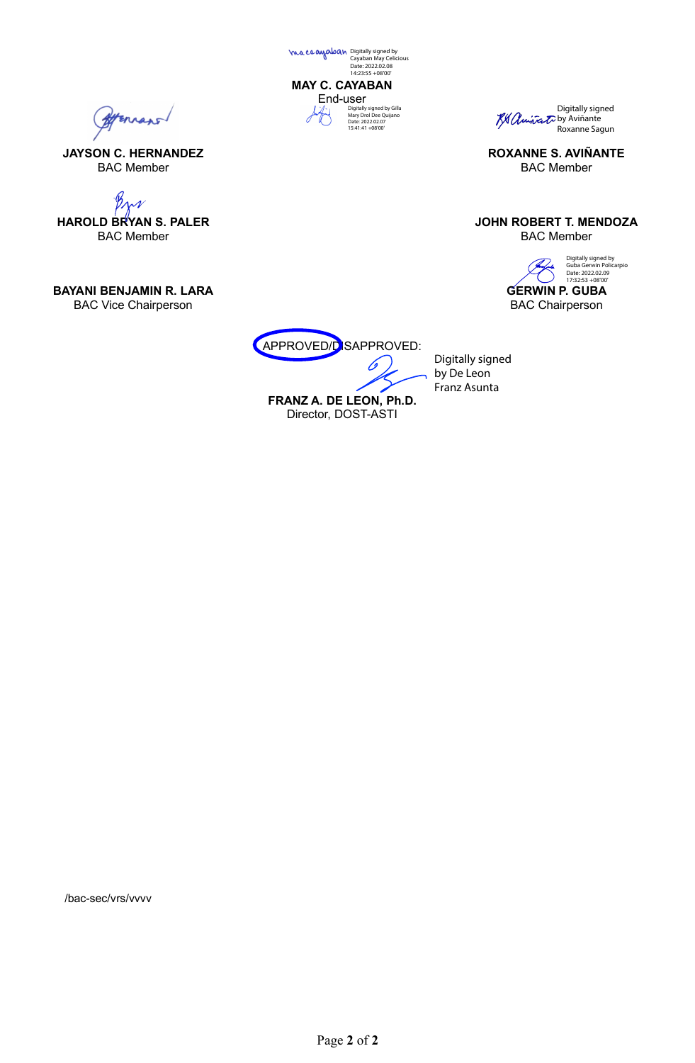Digitally signed by Cayaban May Celicious
Date: 2022.02.08 14:23:55 +08'00'

**MAY C. CAYABAN**
End-user

Digitally signed by Gilla Mary Drol Dee Quijano
Date: 2022.02.07 15:41:41 +08'00'

**JAYSON C. HERNANDEZ**
BAC Member

Digitally signed by Aviñante Roxanne Sagun

**ROXANNE S. AVIÑANTE**
BAC Member

**HAROLD BRYAN S. PALER**
BAC Member

**JOHN ROBERT T. MENDOZA**
BAC Member

**BAYANI BENJAMIN R. LARA**
BAC Vice Chairperson

Digitally signed by Guba Gerwin Policarpio
Date: 2022.02.09 17:32:53 +08'00'

**GERWIN P. GUBA**
BAC Chairperson

APPROVED/DISAPPROVED:

Digitally signed by De Leon Franz Asunta

**FRANZ A. DE LEON, Ph.D.**
Director, DOST-ASTI

/bac-sec/vrs/vvvv